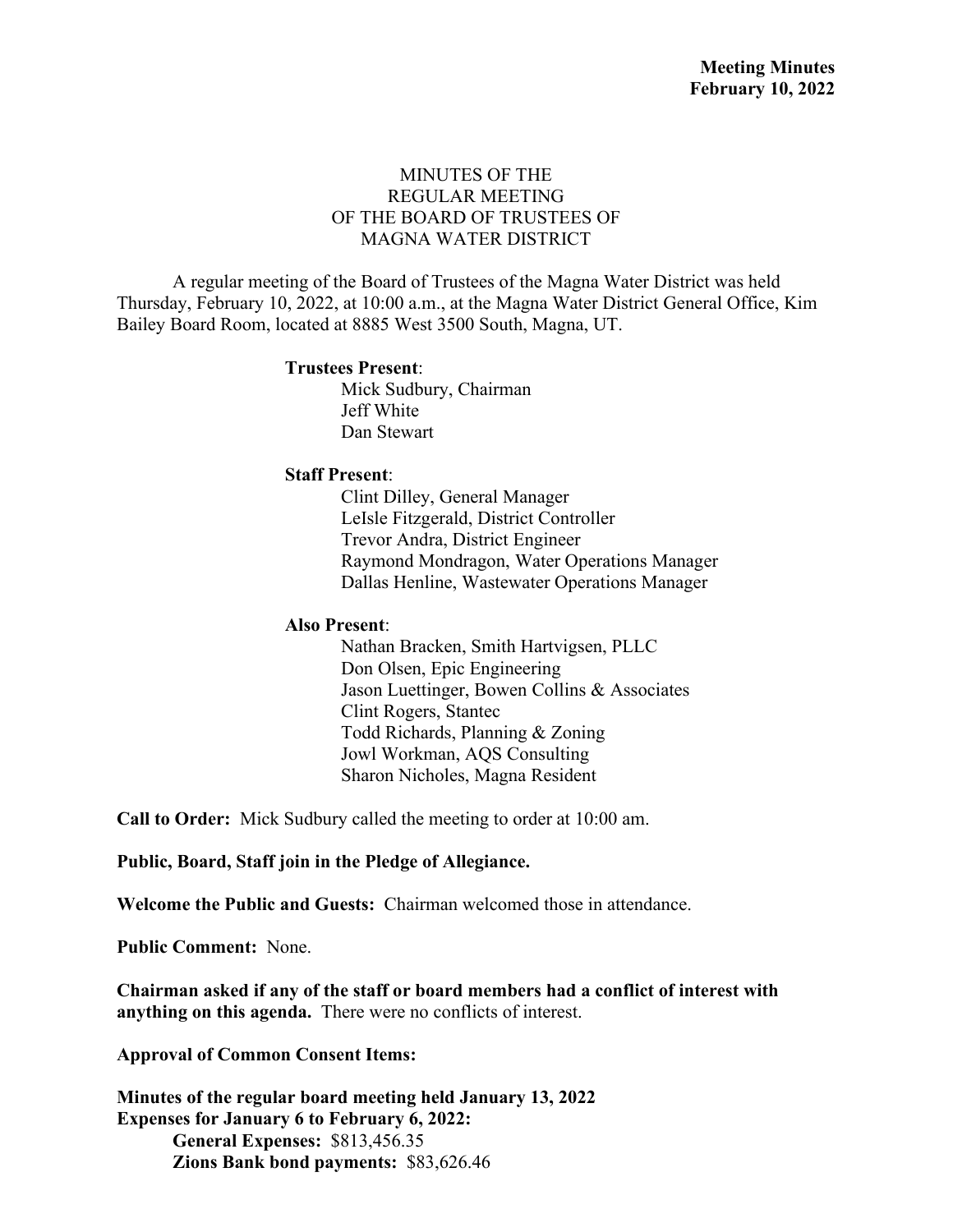**Meeting Minutes**
**February 10, 2022**

MINUTES OF THE
REGULAR MEETING
OF THE BOARD OF TRUSTEES OF
MAGNA WATER DISTRICT

A regular meeting of the Board of Trustees of the Magna Water District was held Thursday, February 10, 2022, at 10:00 a.m., at the Magna Water District General Office, Kim Bailey Board Room, located at 8885 West 3500 South, Magna, UT.

**Trustees Present**:
Mick Sudbury, Chairman
Jeff White
Dan Stewart

**Staff Present**:
Clint Dilley, General Manager
LeIsle Fitzgerald, District Controller
Trevor Andra, District Engineer
Raymond Mondragon, Water Operations Manager
Dallas Henline, Wastewater Operations Manager

**Also Present**:
Nathan Bracken, Smith Hartvigsen, PLLC
Don Olsen, Epic Engineering
Jason Luettinger, Bowen Collins & Associates
Clint Rogers, Stantec
Todd Richards, Planning & Zoning
Jowl Workman, AQS Consulting
Sharon Nicholes, Magna Resident

**Call to Order:** Mick Sudbury called the meeting to order at 10:00 am.

**Public, Board, Staff join in the Pledge of Allegiance.**

**Welcome the Public and Guests:** Chairman welcomed those in attendance.

**Public Comment:** None.

**Chairman asked if any of the staff or board members had a conflict of interest with anything on this agenda.** There were no conflicts of interest.

**Approval of Common Consent Items:**

**Minutes of the regular board meeting held January 13, 2022**
**Expenses for January 6 to February 6, 2022:**
**General Expenses:** $813,456.35
**Zions Bank bond payments:** $83,626.46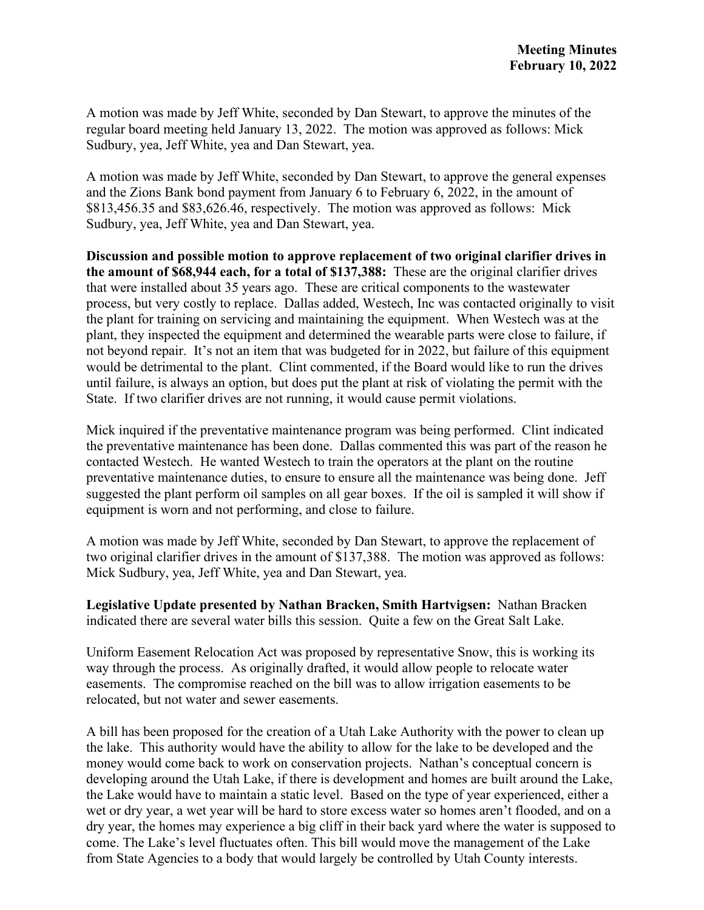A motion was made by Jeff White, seconded by Dan Stewart, to approve the minutes of the regular board meeting held January 13, 2022. The motion was approved as follows: Mick Sudbury, yea, Jeff White, yea and Dan Stewart, yea.

A motion was made by Jeff White, seconded by Dan Stewart, to approve the general expenses and the Zions Bank bond payment from January 6 to February 6, 2022, in the amount of $813,456.35 and $83,626.46, respectively. The motion was approved as follows: Mick Sudbury, yea, Jeff White, yea and Dan Stewart, yea.

**Discussion and possible motion to approve replacement of two original clarifier drives in the amount of $68,944 each, for a total of $137,388:** These are the original clarifier drives that were installed about 35 years ago. These are critical components to the wastewater process, but very costly to replace. Dallas added, Westech, Inc was contacted originally to visit the plant for training on servicing and maintaining the equipment. When Westech was at the plant, they inspected the equipment and determined the wearable parts were close to failure, if not beyond repair. It's not an item that was budgeted for in 2022, but failure of this equipment would be detrimental to the plant. Clint commented, if the Board would like to run the drives until failure, is always an option, but does put the plant at risk of violating the permit with the State. If two clarifier drives are not running, it would cause permit violations.

Mick inquired if the preventative maintenance program was being performed. Clint indicated the preventative maintenance has been done. Dallas commented this was part of the reason he contacted Westech. He wanted Westech to train the operators at the plant on the routine preventative maintenance duties, to ensure to ensure all the maintenance was being done. Jeff suggested the plant perform oil samples on all gear boxes. If the oil is sampled it will show if equipment is worn and not performing, and close to failure.

A motion was made by Jeff White, seconded by Dan Stewart, to approve the replacement of two original clarifier drives in the amount of $137,388. The motion was approved as follows: Mick Sudbury, yea, Jeff White, yea and Dan Stewart, yea.

**Legislative Update presented by Nathan Bracken, Smith Hartvigsen:** Nathan Bracken indicated there are several water bills this session. Quite a few on the Great Salt Lake.

Uniform Easement Relocation Act was proposed by representative Snow, this is working its way through the process. As originally drafted, it would allow people to relocate water easements. The compromise reached on the bill was to allow irrigation easements to be relocated, but not water and sewer easements.

A bill has been proposed for the creation of a Utah Lake Authority with the power to clean up the lake. This authority would have the ability to allow for the lake to be developed and the money would come back to work on conservation projects. Nathan's conceptual concern is developing around the Utah Lake, if there is development and homes are built around the Lake, the Lake would have to maintain a static level. Based on the type of year experienced, either a wet or dry year, a wet year will be hard to store excess water so homes aren't flooded, and on a dry year, the homes may experience a big cliff in their back yard where the water is supposed to come. The Lake's level fluctuates often. This bill would move the management of the Lake from State Agencies to a body that would largely be controlled by Utah County interests.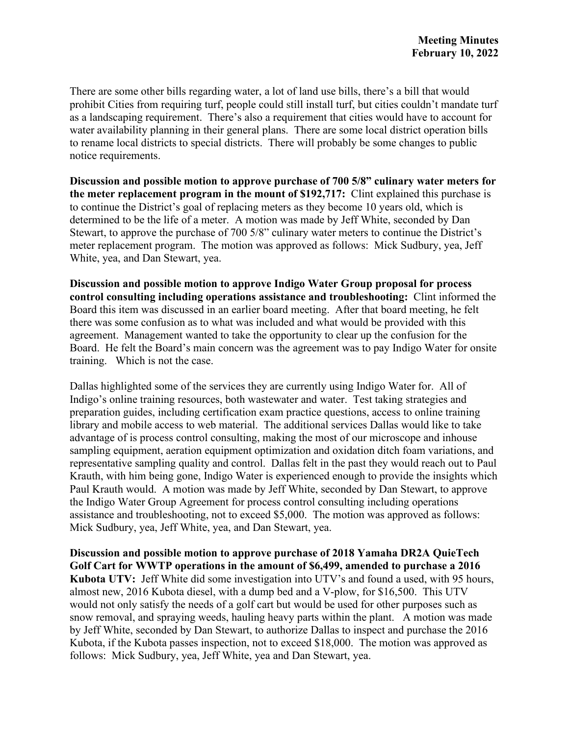There are some other bills regarding water, a lot of land use bills, there's a bill that would prohibit Cities from requiring turf, people could still install turf, but cities couldn't mandate turf as a landscaping requirement. There's also a requirement that cities would have to account for water availability planning in their general plans. There are some local district operation bills to rename local districts to special districts. There will probably be some changes to public notice requirements.

**Discussion and possible motion to approve purchase of 700 5/8" culinary water meters for the meter replacement program in the mount of $192,717:** Clint explained this purchase is to continue the District's goal of replacing meters as they become 10 years old, which is determined to be the life of a meter. A motion was made by Jeff White, seconded by Dan Stewart, to approve the purchase of 700 5/8" culinary water meters to continue the District's meter replacement program. The motion was approved as follows: Mick Sudbury, yea, Jeff White, yea, and Dan Stewart, yea.

**Discussion and possible motion to approve Indigo Water Group proposal for process control consulting including operations assistance and troubleshooting:** Clint informed the Board this item was discussed in an earlier board meeting. After that board meeting, he felt there was some confusion as to what was included and what would be provided with this agreement. Management wanted to take the opportunity to clear up the confusion for the Board. He felt the Board's main concern was the agreement was to pay Indigo Water for onsite training. Which is not the case.

Dallas highlighted some of the services they are currently using Indigo Water for. All of Indigo's online training resources, both wastewater and water. Test taking strategies and preparation guides, including certification exam practice questions, access to online training library and mobile access to web material. The additional services Dallas would like to take advantage of is process control consulting, making the most of our microscope and inhouse sampling equipment, aeration equipment optimization and oxidation ditch foam variations, and representative sampling quality and control. Dallas felt in the past they would reach out to Paul Krauth, with him being gone, Indigo Water is experienced enough to provide the insights which Paul Krauth would. A motion was made by Jeff White, seconded by Dan Stewart, to approve the Indigo Water Group Agreement for process control consulting including operations assistance and troubleshooting, not to exceed $5,000. The motion was approved as follows: Mick Sudbury, yea, Jeff White, yea, and Dan Stewart, yea.

**Discussion and possible motion to approve purchase of 2018 Yamaha DR2A QuieTech Golf Cart for WWTP operations in the amount of $6,499, amended to purchase a 2016 Kubota UTV:** Jeff White did some investigation into UTV's and found a used, with 95 hours, almost new, 2016 Kubota diesel, with a dump bed and a V-plow, for $16,500. This UTV would not only satisfy the needs of a golf cart but would be used for other purposes such as snow removal, and spraying weeds, hauling heavy parts within the plant. A motion was made by Jeff White, seconded by Dan Stewart, to authorize Dallas to inspect and purchase the 2016 Kubota, if the Kubota passes inspection, not to exceed $18,000. The motion was approved as follows: Mick Sudbury, yea, Jeff White, yea and Dan Stewart, yea.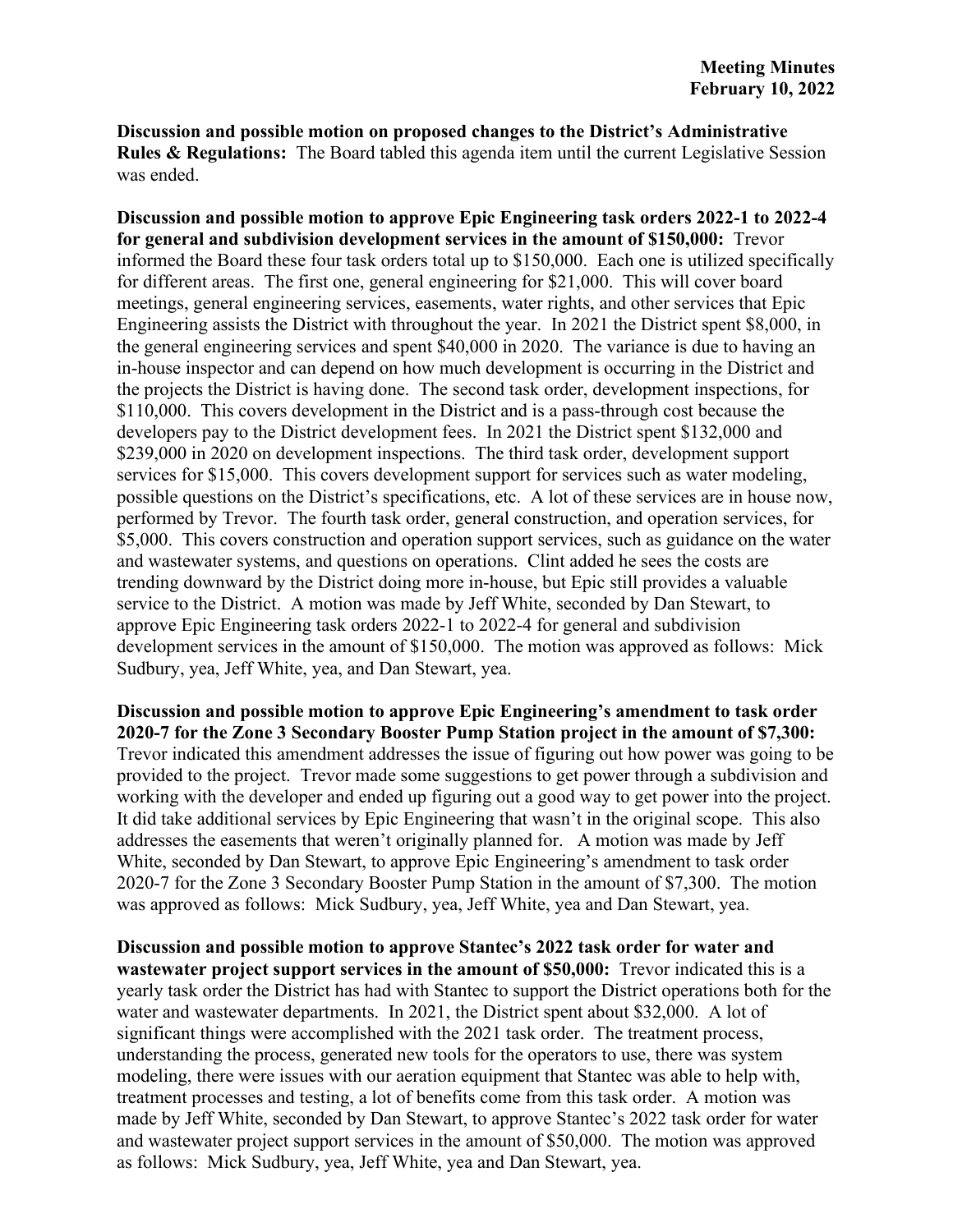**Discussion and possible motion on proposed changes to the District's Administrative Rules & Regulations:** The Board tabled this agenda item until the current Legislative Session was ended.

**Discussion and possible motion to approve Epic Engineering task orders 2022-1 to 2022-4 for general and subdivision development services in the amount of $150,000:** Trevor informed the Board these four task orders total up to $150,000. Each one is utilized specifically for different areas. The first one, general engineering for $21,000. This will cover board meetings, general engineering services, easements, water rights, and other services that Epic Engineering assists the District with throughout the year. In 2021 the District spent $8,000, in the general engineering services and spent $40,000 in 2020. The variance is due to having an in-house inspector and can depend on how much development is occurring in the District and the projects the District is having done. The second task order, development inspections, for $110,000. This covers development in the District and is a pass-through cost because the developers pay to the District development fees. In 2021 the District spent $132,000 and $239,000 in 2020 on development inspections. The third task order, development support services for $15,000. This covers development support for services such as water modeling, possible questions on the District's specifications, etc. A lot of these services are in house now, performed by Trevor. The fourth task order, general construction, and operation services, for $5,000. This covers construction and operation support services, such as guidance on the water and wastewater systems, and questions on operations. Clint added he sees the costs are trending downward by the District doing more in-house, but Epic still provides a valuable service to the District. A motion was made by Jeff White, seconded by Dan Stewart, to approve Epic Engineering task orders 2022-1 to 2022-4 for general and subdivision development services in the amount of $150,000. The motion was approved as follows: Mick Sudbury, yea, Jeff White, yea, and Dan Stewart, yea.

**Discussion and possible motion to approve Epic Engineering's amendment to task order 2020-7 for the Zone 3 Secondary Booster Pump Station project in the amount of $7,300:** Trevor indicated this amendment addresses the issue of figuring out how power was going to be provided to the project. Trevor made some suggestions to get power through a subdivision and working with the developer and ended up figuring out a good way to get power into the project. It did take additional services by Epic Engineering that wasn't in the original scope. This also addresses the easements that weren't originally planned for. A motion was made by Jeff White, seconded by Dan Stewart, to approve Epic Engineering's amendment to task order 2020-7 for the Zone 3 Secondary Booster Pump Station in the amount of $7,300. The motion was approved as follows: Mick Sudbury, yea, Jeff White, yea and Dan Stewart, yea.

**Discussion and possible motion to approve Stantec's 2022 task order for water and wastewater project support services in the amount of $50,000:** Trevor indicated this is a yearly task order the District has had with Stantec to support the District operations both for the water and wastewater departments. In 2021, the District spent about $32,000. A lot of significant things were accomplished with the 2021 task order. The treatment process, understanding the process, generated new tools for the operators to use, there was system modeling, there were issues with our aeration equipment that Stantec was able to help with, treatment processes and testing, a lot of benefits come from this task order. A motion was made by Jeff White, seconded by Dan Stewart, to approve Stantec's 2022 task order for water and wastewater project support services in the amount of $50,000. The motion was approved as follows: Mick Sudbury, yea, Jeff White, yea and Dan Stewart, yea.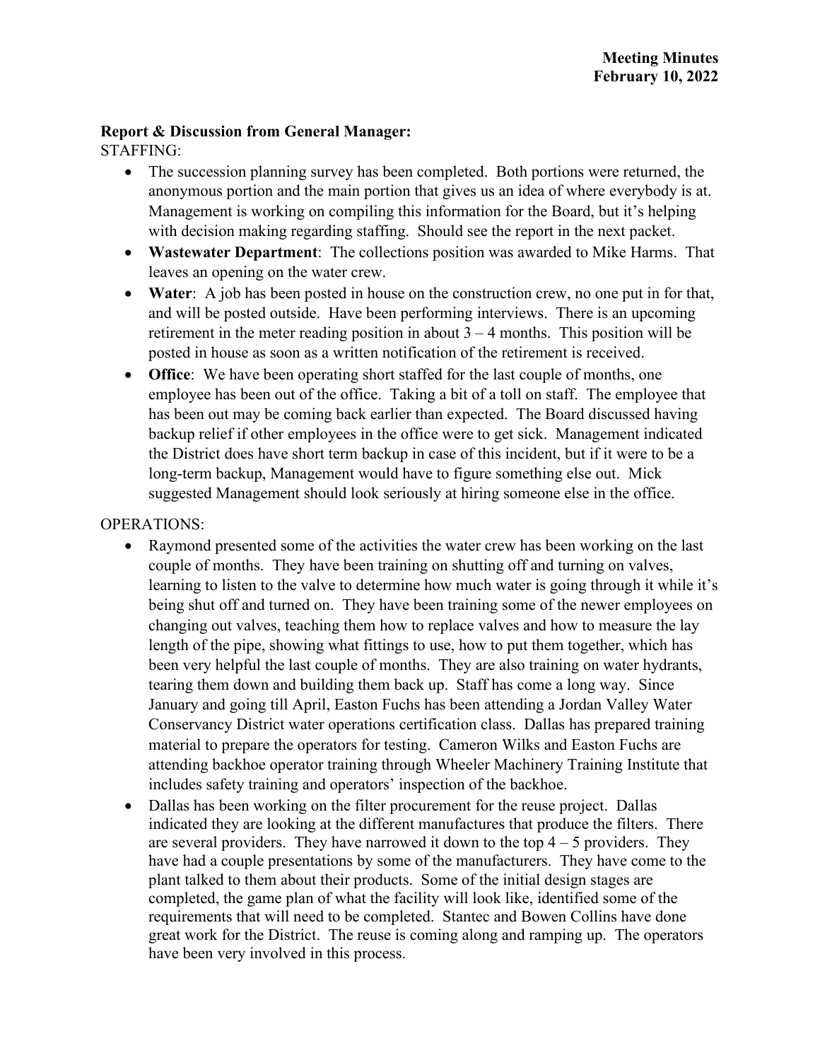**Meeting Minutes**
**February 10, 2022**

**Report & Discussion from General Manager:**

STAFFING:

- The succession planning survey has been completed. Both portions were returned, the anonymous portion and the main portion that gives us an idea of where everybody is at. Management is working on compiling this information for the Board, but it's helping with decision making regarding staffing. Should see the report in the next packet.
- **Wastewater Department**: The collections position was awarded to Mike Harms. That leaves an opening on the water crew.
- **Water**: A job has been posted in house on the construction crew, no one put in for that, and will be posted outside. Have been performing interviews. There is an upcoming retirement in the meter reading position in about 3 – 4 months. This position will be posted in house as soon as a written notification of the retirement is received.
- **Office**: We have been operating short staffed for the last couple of months, one employee has been out of the office. Taking a bit of a toll on staff. The employee that has been out may be coming back earlier than expected. The Board discussed having backup relief if other employees in the office were to get sick. Management indicated the District does have short term backup in case of this incident, but if it were to be a long-term backup, Management would have to figure something else out. Mick suggested Management should look seriously at hiring someone else in the office.

OPERATIONS:

- Raymond presented some of the activities the water crew has been working on the last couple of months. They have been training on shutting off and turning on valves, learning to listen to the valve to determine how much water is going through it while it's being shut off and turned on. They have been training some of the newer employees on changing out valves, teaching them how to replace valves and how to measure the lay length of the pipe, showing what fittings to use, how to put them together, which has been very helpful the last couple of months. They are also training on water hydrants, tearing them down and building them back up. Staff has come a long way. Since January and going till April, Easton Fuchs has been attending a Jordan Valley Water Conservancy District water operations certification class. Dallas has prepared training material to prepare the operators for testing. Cameron Wilks and Easton Fuchs are attending backhoe operator training through Wheeler Machinery Training Institute that includes safety training and operators' inspection of the backhoe.
- Dallas has been working on the filter procurement for the reuse project. Dallas indicated they are looking at the different manufactures that produce the filters. There are several providers. They have narrowed it down to the top 4 – 5 providers. They have had a couple presentations by some of the manufacturers. They have come to the plant talked to them about their products. Some of the initial design stages are completed, the game plan of what the facility will look like, identified some of the requirements that will need to be completed. Stantec and Bowen Collins have done great work for the District. The reuse is coming along and ramping up. The operators have been very involved in this process.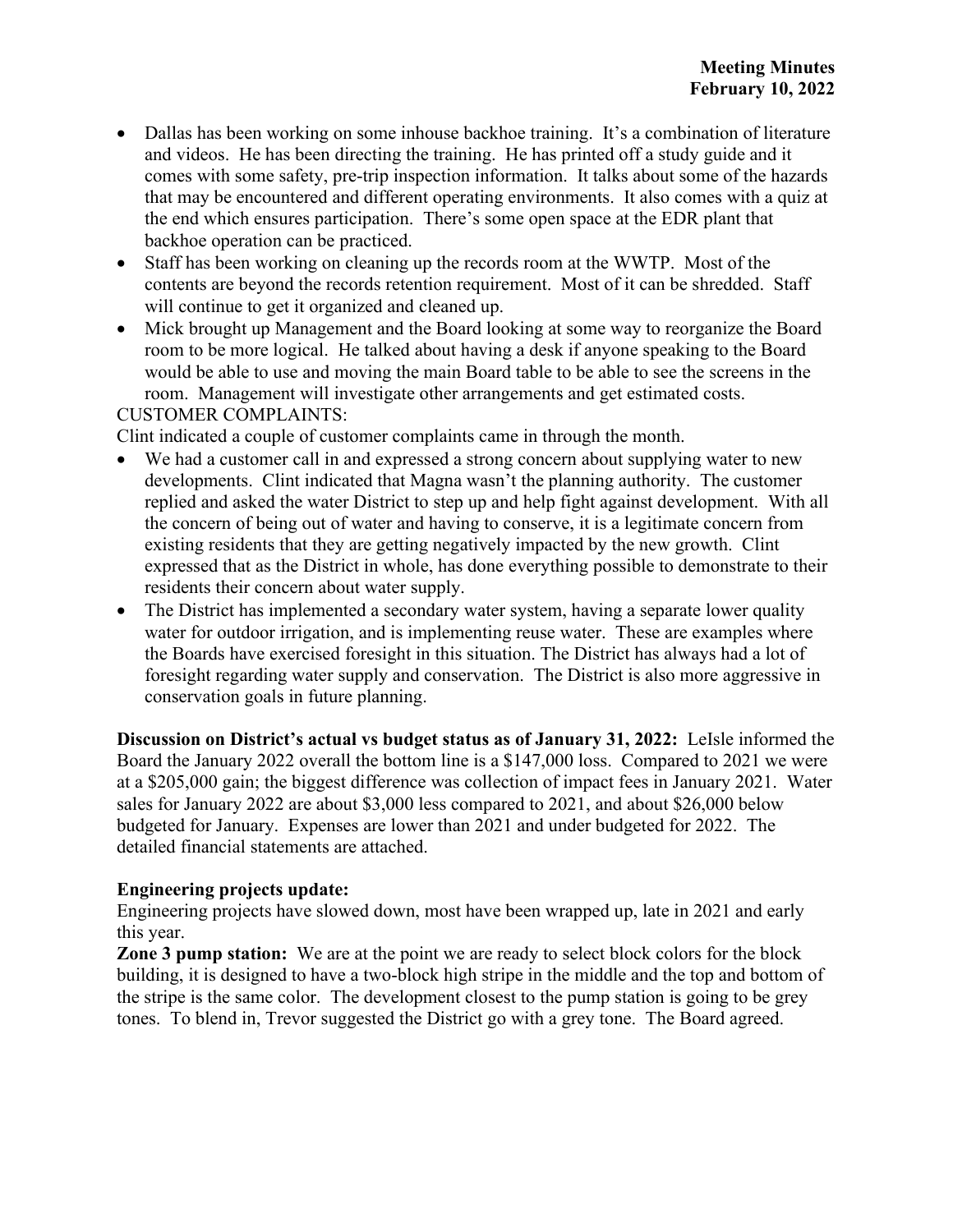- Dallas has been working on some inhouse backhoe training. It's a combination of literature and videos. He has been directing the training. He has printed off a study guide and it comes with some safety, pre-trip inspection information. It talks about some of the hazards that may be encountered and different operating environments. It also comes with a quiz at the end which ensures participation. There's some open space at the EDR plant that backhoe operation can be practiced.
- Staff has been working on cleaning up the records room at the WWTP. Most of the contents are beyond the records retention requirement. Most of it can be shredded. Staff will continue to get it organized and cleaned up.
- Mick brought up Management and the Board looking at some way to reorganize the Board room to be more logical. He talked about having a desk if anyone speaking to the Board would be able to use and moving the main Board table to be able to see the screens in the room. Management will investigate other arrangements and get estimated costs.

CUSTOMER COMPLAINTS:

Clint indicated a couple of customer complaints came in through the month.

- We had a customer call in and expressed a strong concern about supplying water to new developments. Clint indicated that Magna wasn't the planning authority. The customer replied and asked the water District to step up and help fight against development. With all the concern of being out of water and having to conserve, it is a legitimate concern from existing residents that they are getting negatively impacted by the new growth. Clint expressed that as the District in whole, has done everything possible to demonstrate to their residents their concern about water supply.
- The District has implemented a secondary water system, having a separate lower quality water for outdoor irrigation, and is implementing reuse water. These are examples where the Boards have exercised foresight in this situation. The District has always had a lot of foresight regarding water supply and conservation. The District is also more aggressive in conservation goals in future planning.

**Discussion on District's actual vs budget status as of January 31, 2022:** LeIsle informed the Board the January 2022 overall the bottom line is a $147,000 loss. Compared to 2021 we were at a $205,000 gain; the biggest difference was collection of impact fees in January 2021. Water sales for January 2022 are about $3,000 less compared to 2021, and about $26,000 below budgeted for January. Expenses are lower than 2021 and under budgeted for 2022. The detailed financial statements are attached.

**Engineering projects update:**

Engineering projects have slowed down, most have been wrapped up, late in 2021 and early this year.

**Zone 3 pump station:** We are at the point we are ready to select block colors for the block building, it is designed to have a two-block high stripe in the middle and the top and bottom of the stripe is the same color. The development closest to the pump station is going to be grey tones. To blend in, Trevor suggested the District go with a grey tone. The Board agreed.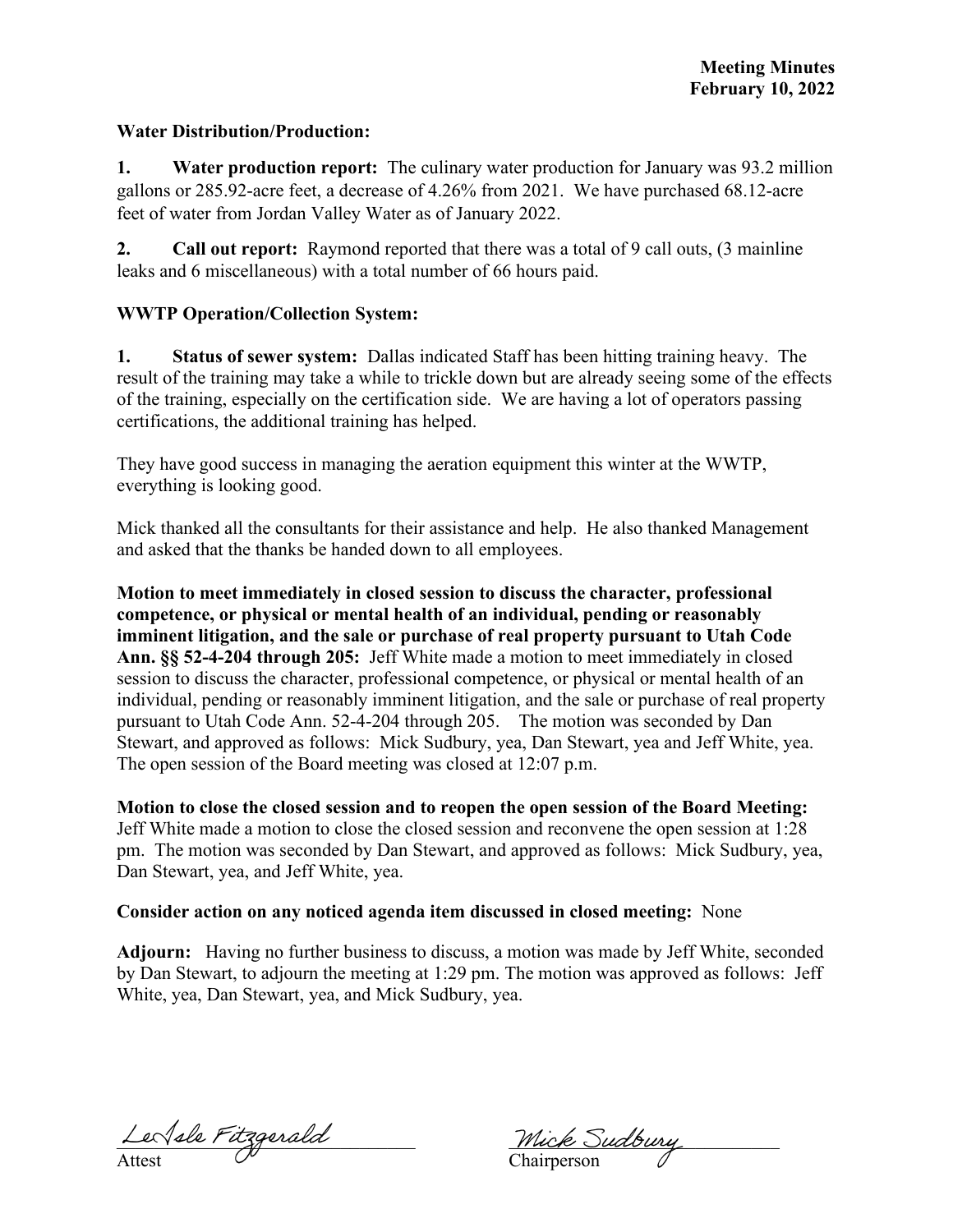**Water Distribution/Production:**

**1. Water production report:** The culinary water production for January was 93.2 million gallons or 285.92-acre feet, a decrease of 4.26% from 2021. We have purchased 68.12-acre feet of water from Jordan Valley Water as of January 2022.

**2. Call out report:** Raymond reported that there was a total of 9 call outs, (3 mainline leaks and 6 miscellaneous) with a total number of 66 hours paid.

**WWTP Operation/Collection System:**

**1. Status of sewer system:** Dallas indicated Staff has been hitting training heavy. The result of the training may take a while to trickle down but are already seeing some of the effects of the training, especially on the certification side. We are having a lot of operators passing certifications, the additional training has helped.

They have good success in managing the aeration equipment this winter at the WWTP, everything is looking good.

Mick thanked all the consultants for their assistance and help. He also thanked Management and asked that the thanks be handed down to all employees.

**Motion to meet immediately in closed session to discuss the character, professional competence, or physical or mental health of an individual, pending or reasonably imminent litigation, and the sale or purchase of real property pursuant to Utah Code Ann. §§ 52-4-204 through 205:** Jeff White made a motion to meet immediately in closed session to discuss the character, professional competence, or physical or mental health of an individual, pending or reasonably imminent litigation, and the sale or purchase of real property pursuant to Utah Code Ann. 52-4-204 through 205. The motion was seconded by Dan Stewart, and approved as follows: Mick Sudbury, yea, Dan Stewart, yea and Jeff White, yea. The open session of the Board meeting was closed at 12:07 p.m.

**Motion to close the closed session and to reopen the open session of the Board Meeting:** Jeff White made a motion to close the closed session and reconvene the open session at 1:28 pm. The motion was seconded by Dan Stewart, and approved as follows: Mick Sudbury, yea, Dan Stewart, yea, and Jeff White, yea.

**Consider action on any noticed agenda item discussed in closed meeting:** None

**Adjourn:** Having no further business to discuss, a motion was made by Jeff White, seconded by Dan Stewart, to adjourn the meeting at 1:29 pm. The motion was approved as follows: Jeff White, yea, Dan Stewart, yea, and Mick Sudbury, yea.

LeIsle Fitzgerald
Attest

Mick Sudbury
Chairperson